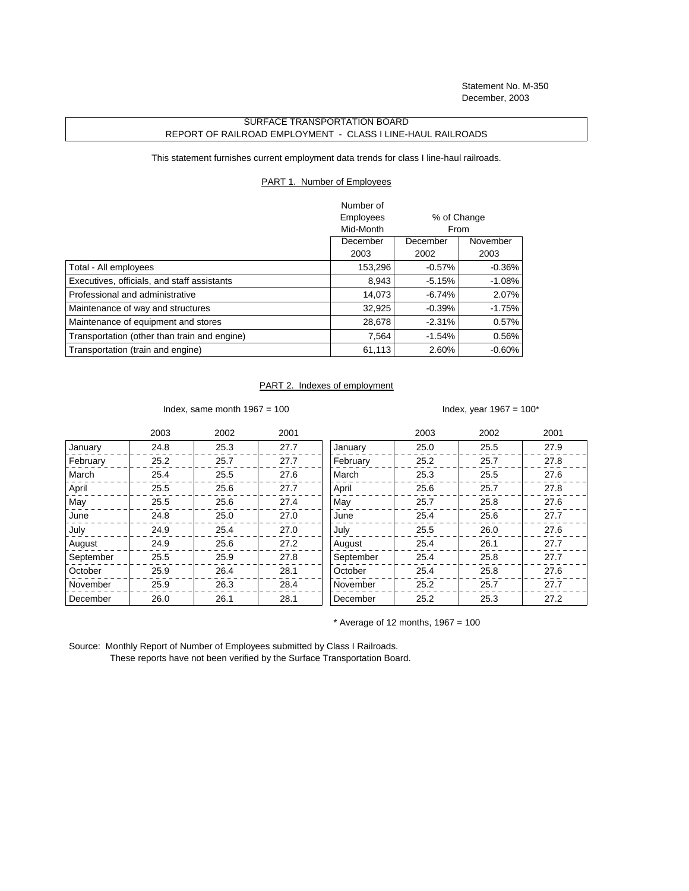Statement No. M-350
December, 2003

# SURFACE TRANSPORTATION BOARD
## REPORT OF RAILROAD EMPLOYMENT - CLASS I LINE-HAUL RAILROADS

This statement furnishes current employment data trends for class I line-haul railroads.

### PART 1. Number of Employees

| | Number of Employees Mid-Month | % of Change From | |
|---|---|---|---|
| | December 2003 | December 2002 | November 2003 |
| Total - All employees | 153,296 | -0.57% | -0.36% |
| Executives, officials, and staff assistants | 8,943 | -5.15% | -1.08% |
| Professional and administrative | 14,073 | -6.74% | 2.07% |
| Maintenance of way and structures | 32,925 | -0.39% | -1.75% |
| Maintenance of equipment and stores | 28,678 | -2.31% | 0.57% |
| Transportation (other than train and engine) | 7,564 | -1.54% | 0.56% |
| Transportation (train and engine) | 61,113 | 2.60% | -0.60% |

### PART 2. Indexes of employment

Index, same month 1967 = 100

| | 2003 | 2002 | 2001 |
|---|---|---|---|
| January | 24.8 | 25.3 | 27.7 |
| February | 25.2 | 25.7 | 27.7 |
| March | 25.4 | 25.5 | 27.6 |
| April | 25.5 | 25.6 | 27.7 |
| May | 25.5 | 25.6 | 27.4 |
| June | 24.8 | 25.0 | 27.0 |
| July | 24.9 | 25.4 | 27.0 |
| August | 24.9 | 25.6 | 27.2 |
| September | 25.5 | 25.9 | 27.8 |
| October | 25.9 | 26.4 | 28.1 |
| November | 25.9 | 26.3 | 28.4 |
| December | 26.0 | 26.1 | 28.1 |

Index, year 1967 = 100*

| | 2003 | 2002 | 2001 |
|---|---|---|---|
| January | 25.0 | 25.5 | 27.9 |
| February | 25.2 | 25.7 | 27.8 |
| March | 25.3 | 25.5 | 27.6 |
| April | 25.6 | 25.7 | 27.8 |
| May | 25.7 | 25.8 | 27.6 |
| June | 25.4 | 25.6 | 27.7 |
| July | 25.5 | 26.0 | 27.6 |
| August | 25.4 | 26.1 | 27.7 |
| September | 25.4 | 25.8 | 27.7 |
| October | 25.4 | 25.8 | 27.6 |
| November | 25.2 | 25.7 | 27.7 |
| December | 25.2 | 25.3 | 27.2 |

* Average of 12 months, 1967 = 100

Source: Monthly Report of Number of Employees submitted by Class I Railroads.
These reports have not been verified by the Surface Transportation Board.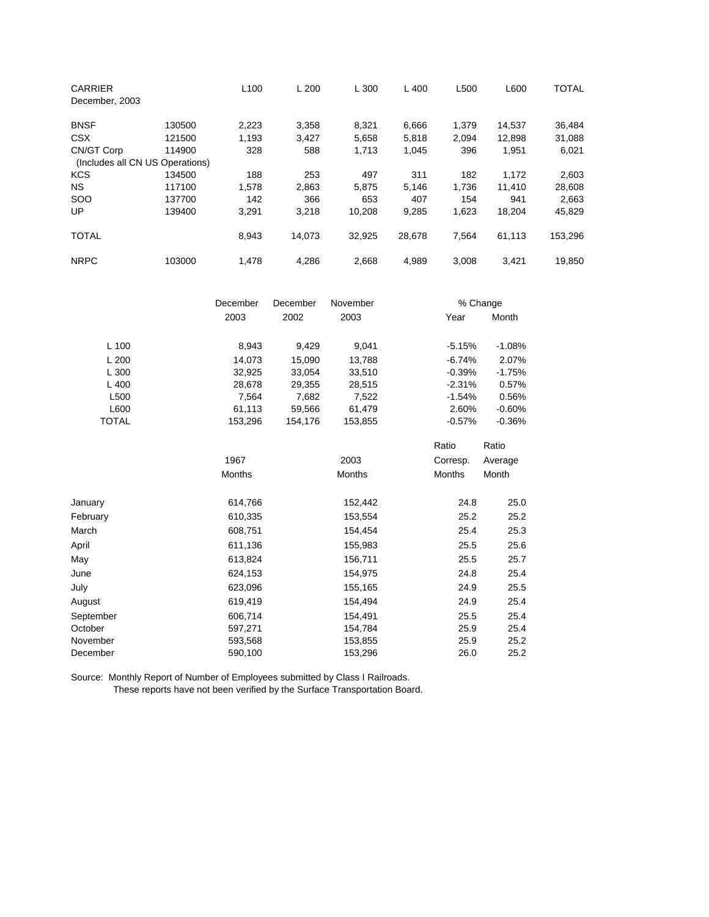| CARRIER<br>December, 2003 | | L100 | L 200 | L 300 | L 400 | L500 | L600 | TOTAL |
|---|---|---|---|---|---|---|---|---|
| BNSF | 130500 | 2,223 | 3,358 | 8,321 | 6,666 | 1,379 | 14,537 | 36,484 |
| CSX | 121500 | 1,193 | 3,427 | 5,658 | 5,818 | 2,094 | 12,898 | 31,088 |
| CN/GT Corp<br>(Includes all CN US Operations) | 114900 | 328 | 588 | 1,713 | 1,045 | 396 | 1,951 | 6,021 |
| KCS | 134500 | 188 | 253 | 497 | 311 | 182 | 1,172 | 2,603 |
| NS | 117100 | 1,578 | 2,863 | 5,875 | 5,146 | 1,736 | 11,410 | 28,608 |
| SOO | 137700 | 142 | 366 | 653 | 407 | 154 | 941 | 2,663 |
| UP | 139400 | 3,291 | 3,218 | 10,208 | 9,285 | 1,623 | 18,204 | 45,829 |
| TOTAL | | 8,943 | 14,073 | 32,925 | 28,678 | 7,564 | 61,113 | 153,296 |
| NRPC | 103000 | 1,478 | 4,286 | 2,668 | 4,989 | 3,008 | 3,421 | 19,850 |

| | December 2003 | December 2002 | November 2003 | % Change Year | % Change Month |
|---|---|---|---|---|---|
| L 100 | 8,943 | 9,429 | 9,041 | -5.15% | -1.08% |
| L 200 | 14,073 | 15,090 | 13,788 | -6.74% | 2.07% |
| L 300 | 32,925 | 33,054 | 33,510 | -0.39% | -1.75% |
| L 400 | 28,678 | 29,355 | 28,515 | -2.31% | 0.57% |
| L500 | 7,564 | 7,682 | 7,522 | -1.54% | 0.56% |
| L600 | 61,113 | 59,566 | 61,479 | 2.60% | -0.60% |
| TOTAL | 153,296 | 154,176 | 153,855 | -0.57% | -0.36% |

| | 1967 Months | 2003 Months | Ratio Corresp. Months | Ratio Average Month |
|---|---|---|---|---|
| January | 614,766 | 152,442 | 24.8 | 25.0 |
| February | 610,335 | 153,554 | 25.2 | 25.2 |
| March | 608,751 | 154,454 | 25.4 | 25.3 |
| April | 611,136 | 155,983 | 25.5 | 25.6 |
| May | 613,824 | 156,711 | 25.5 | 25.7 |
| June | 624,153 | 154,975 | 24.8 | 25.4 |
| July | 623,096 | 155,165 | 24.9 | 25.5 |
| August | 619,419 | 154,494 | 24.9 | 25.4 |
| September | 606,714 | 154,491 | 25.5 | 25.4 |
| October | 597,271 | 154,784 | 25.9 | 25.4 |
| November | 593,568 | 153,855 | 25.9 | 25.2 |
| December | 590,100 | 153,296 | 26.0 | 25.2 |

Source: Monthly Report of Number of Employees submitted by Class I Railroads.
These reports have not been verified by the Surface Transportation Board.